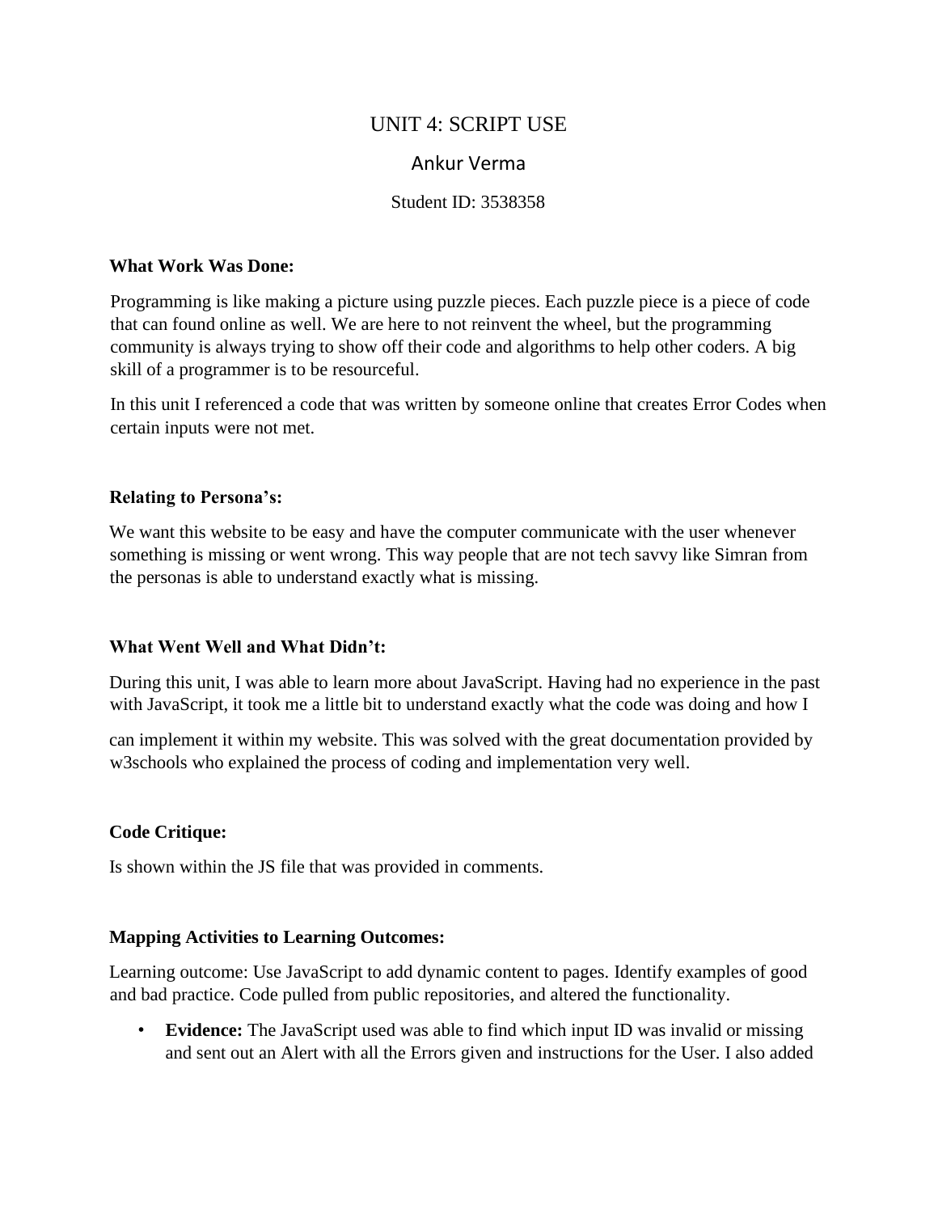# UNIT 4: SCRIPT USE

Ankur Verma

Student ID: 3538358

**What Work Was Done:**

Programming is like making a picture using puzzle pieces. Each puzzle piece is a piece of code that can found online as well. We are here to not reinvent the wheel, but the programming community is always trying to show off their code and algorithms to help other coders. A big skill of a programmer is to be resourceful.

In this unit I referenced a code that was written by someone online that creates Error Codes when certain inputs were not met.

**Relating to Persona's:**

We want this website to be easy and have the computer communicate with the user whenever something is missing or went wrong. This way people that are not tech savvy like Simran from the personas is able to understand exactly what is missing.

**What Went Well and What Didn't:**

During this unit, I was able to learn more about JavaScript. Having had no experience in the past with JavaScript, it took me a little bit to understand exactly what the code was doing and how I can implement it within my website. This was solved with the great documentation provided by w3schools who explained the process of coding and implementation very well.

**Code Critique:**

Is shown within the JS file that was provided in comments.

**Mapping Activities to Learning Outcomes:**

Learning outcome: Use JavaScript to add dynamic content to pages. Identify examples of good and bad practice. Code pulled from public repositories, and altered the functionality.

- **Evidence:** The JavaScript used was able to find which input ID was invalid or missing and sent out an Alert with all the Errors given and instructions for the User. I also added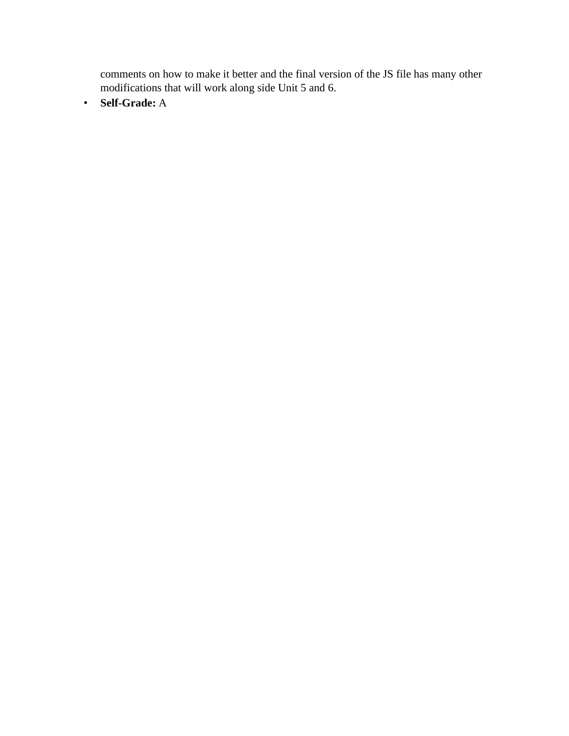comments on how to make it better and the final version of the JS file has many other modifications that will work along side Unit 5 and 6.

- **Self-Grade:** A